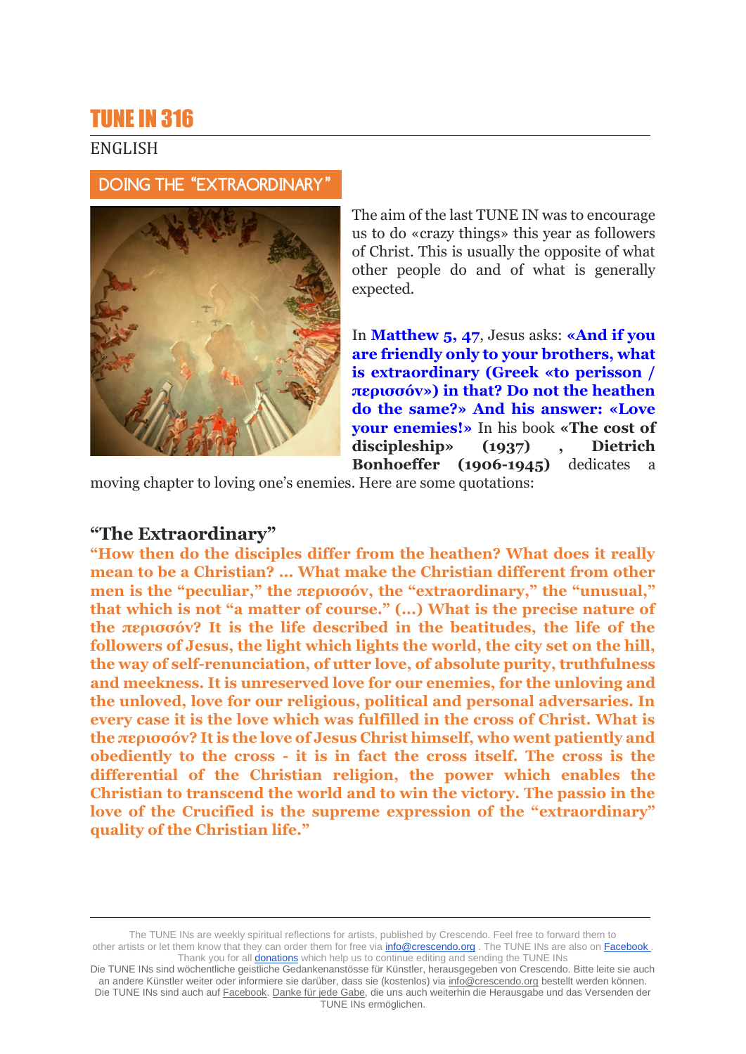# TUNE IN 316

ENGLISH

## DOING THE "EXTRAORDINARY"

The aim of the last TUNE IN was to encourage us to do «crazy things» this year as followers of Christ. This is usually the opposite of what other people do and of what is generally expected.

In **Matthew 5, 47**, Jesus asks: **«And if you are friendly only to your brothers, what is extraordinary (Greek «to perisson / περισσόν») in that? Do not the heathen do the same?» And his answer: «Love your enemies!»** In his book **«The cost of discipleship» (1937) , Dietrich Bonhoeffer (1906-1945)** dedicates a moving chapter to loving one's enemies. Here are some quotations:

### "The Extraordinary"

**"How then do the disciples differ from the heathen? What does it really mean to be a Christian? ... What make the Christian different from other men is the "peculiar," the περισσόν, the "extraordinary," the "unusual," that which is not "a matter of course." (...) What is the precise nature of the περισσόν? It is the life described in the beatitudes, the life of the followers of Jesus, the light which lights the world, the city set on the hill, the way of self-renunciation, of utter love, of absolute purity, truthfulness and meekness. It is unreserved love for our enemies, for the unloving and the unloved, love for our religious, political and personal adversaries. In every case it is the love which was fulfilled in the cross of Christ. What is the περισσόν? It is the love of Jesus Christ himself, who went patiently and obediently to the cross - it is in fact the cross itself. The cross is the differential of the Christian religion, the power which enables the Christian to transcend the world and to win the victory. The passio in the love of the Crucified is the supreme expression of the "extraordinary" quality of the Christian life."**

---

The TUNE INs are weekly spiritual reflections for artists, published by Crescendo. Feel free to forward them to other artists or let them know that they can order them for free via info@crescendo.org . The TUNE INs are also on Facebook . Thank you for all donations which help us to continue editing and sending the TUNE INs

Die TUNE INs sind wöchentliche geistliche Gedankenanstösse für Künstler, herausgegeben von Crescendo. Bitte leite sie auch an andere Künstler weiter oder informiere sie darüber, dass sie (kostenlos) via info@crescendo.org bestellt werden können. Die TUNE INs sind auch auf Facebook. Danke für jede Gabe, die uns auch weiterhin die Herausgabe und das Versenden der TUNE INs ermöglichen.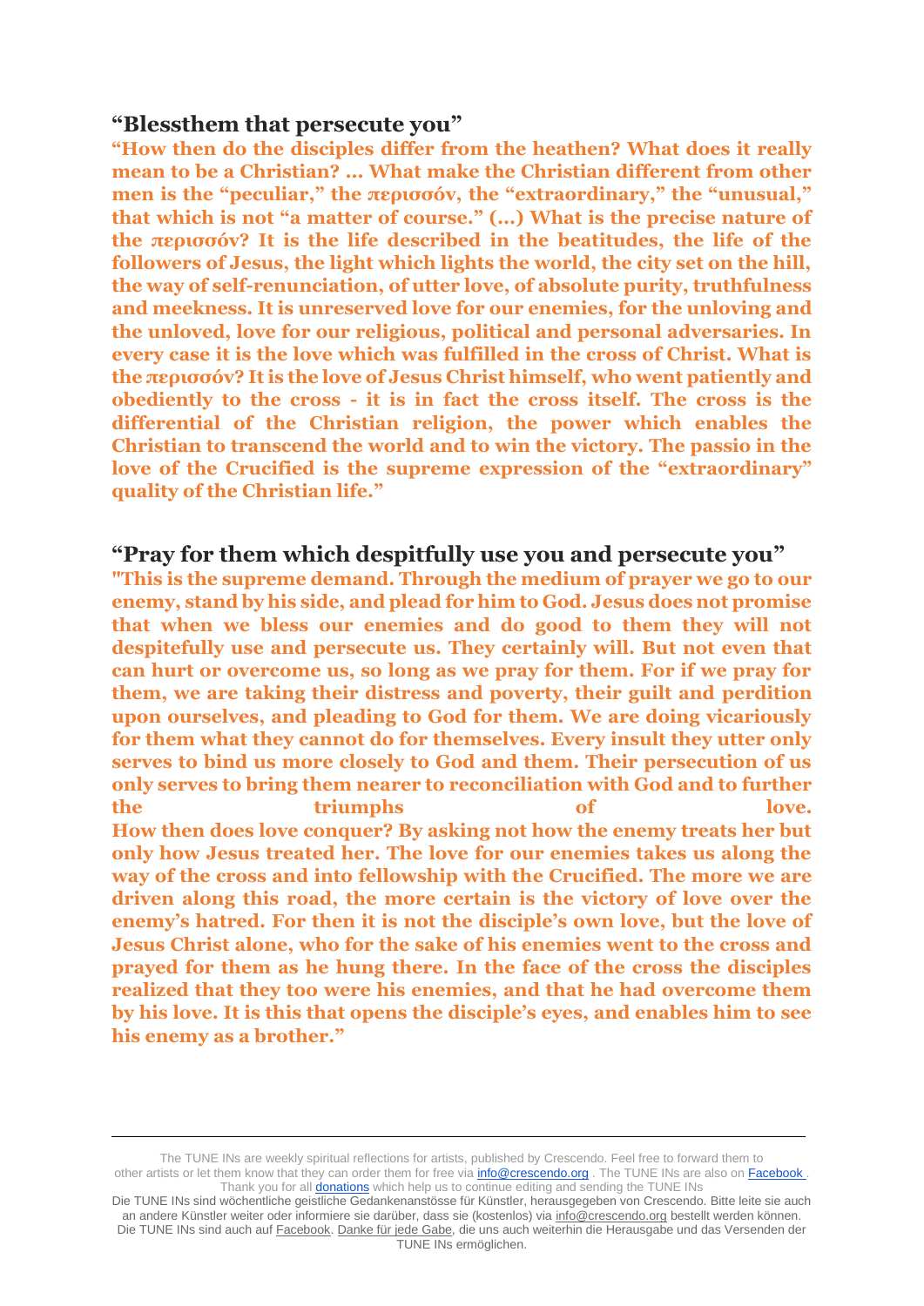## “Blessthem that persecute you”

**“How then do the disciples differ from the heathen? What does it really mean to be a Christian? … What make the Christian different from other men is the “peculiar,” the περισσόν, the “extraordinary,” the “unusual,” that which is not “a matter of course.” (…) What is the precise nature of the περισσόν? It is the life described in the beatitudes, the life of the followers of Jesus, the light which lights the world, the city set on the hill, the way of self-renunciation, of utter love, of absolute purity, truthfulness and meekness. It is unreserved love for our enemies, for the unloving and the unloved, love for our religious, political and personal adversaries. In every case it is the love which was fulfilled in the cross of Christ. What is the περισσόν? It is the love of Jesus Christ himself, who went patiently and obediently to the cross - it is in fact the cross itself. The cross is the differential of the Christian religion, the power which enables the Christian to transcend the world and to win the victory. The passio in the love of the Crucified is the supreme expression of the “extraordinary” quality of the Christian life.”**

## “Pray for them which despitfully use you and persecute you”

**"This is the supreme demand. Through the medium of prayer we go to our enemy, stand by his side, and plead for him to God. Jesus does not promise that when we bless our enemies and do good to them they will not despitefully use and persecute us. They certainly will. But not even that can hurt or overcome us, so long as we pray for them. For if we pray for them, we are taking their distress and poverty, their guilt and perdition upon ourselves, and pleading to God for them. We are doing vicariously for them what they cannot do for themselves. Every insult they utter only serves to bind us more closely to God and them. Their persecution of us only serves to bring them nearer to reconciliation with God and to further the triumphs of love.**

**How then does love conquer? By asking not how the enemy treats her but only how Jesus treated her. The love for our enemies takes us along the way of the cross and into fellowship with the Crucified. The more we are driven along this road, the more certain is the victory of love over the enemy’s hatred. For then it is not the disciple’s own love, but the love of Jesus Christ alone, who for the sake of his enemies went to the cross and prayed for them as he hung there. In the face of the cross the disciples realized that they too were his enemies, and that he had overcome them by his love. It is this that opens the disciple’s eyes, and enables him to see his enemy as a brother.”**

---

The TUNE INs are weekly spiritual reflections for artists, published by Crescendo. Feel free to forward them to other artists or let them know that they can order them for free via info@crescendo.org . The TUNE INs are also on Facebook . Thank you for all donations which help us to continue editing and sending the TUNE INs

Die TUNE INs sind wöchentliche geistliche Gedankenanstösse für Künstler, herausgegeben von Crescendo. Bitte leite sie auch an andere Künstler weiter oder informiere sie darüber, dass sie (kostenlos) via info@crescendo.org bestellt werden können. Die TUNE INs sind auch auf Facebook. Danke für jede Gabe, die uns auch weiterhin die Herausgabe und das Versenden der TUNE INs ermöglichen.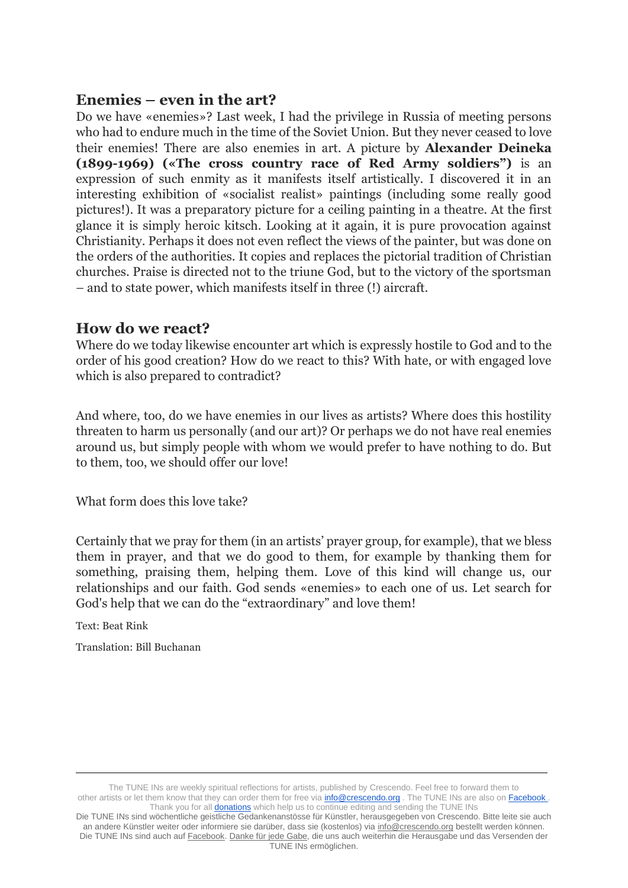## Enemies – even in the art?

Do we have «enemies»? Last week, I had the privilege in Russia of meeting persons who had to endure much in the time of the Soviet Union. But they never ceased to love their enemies! There are also enemies in art. A picture by **Alexander Deineka (1899-1969) («The cross country race of Red Army soldiers")** is an expression of such enmity as it manifests itself artistically. I discovered it in an interesting exhibition of «socialist realist» paintings (including some really good pictures!). It was a preparatory picture for a ceiling painting in a theatre. At the first glance it is simply heroic kitsch. Looking at it again, it is pure provocation against Christianity. Perhaps it does not even reflect the views of the painter, but was done on the orders of the authorities. It copies and replaces the pictorial tradition of Christian churches. Praise is directed not to the triune God, but to the victory of the sportsman – and to state power, which manifests itself in three (!) aircraft.

## How do we react?

Where do we today likewise encounter art which is expressly hostile to God and to the order of his good creation? How do we react to this? With hate, or with engaged love which is also prepared to contradict?

And where, too, do we have enemies in our lives as artists? Where does this hostility threaten to harm us personally (and our art)? Or perhaps we do not have real enemies around us, but simply people with whom we would prefer to have nothing to do. But to them, too, we should offer our love!

What form does this love take?

Certainly that we pray for them (in an artists' prayer group, for example), that we bless them in prayer, and that we do good to them, for example by thanking them for something, praising them, helping them. Love of this kind will change us, our relationships and our faith. God sends «enemies» to each one of us. Let search for God's help that we can do the "extraordinary" and love them!

Text: Beat Rink

Translation: Bill Buchanan

---

The TUNE INs are weekly spiritual reflections for artists, published by Crescendo. Feel free to forward them to other artists or let them know that they can order them for free via info@crescendo.org . The TUNE INs are also on Facebook . Thank you for all donations which help us to continue editing and sending the TUNE INs

Die TUNE INs sind wöchentliche geistliche Gedankenanstösse für Künstler, herausgegeben von Crescendo. Bitte leite sie auch an andere Künstler weiter oder informiere sie darüber, dass sie (kostenlos) via info@crescendo.org bestellt werden können. Die TUNE INs sind auch auf Facebook. Danke für jede Gabe, die uns auch weiterhin die Herausgabe und das Versenden der TUNE INs ermöglichen.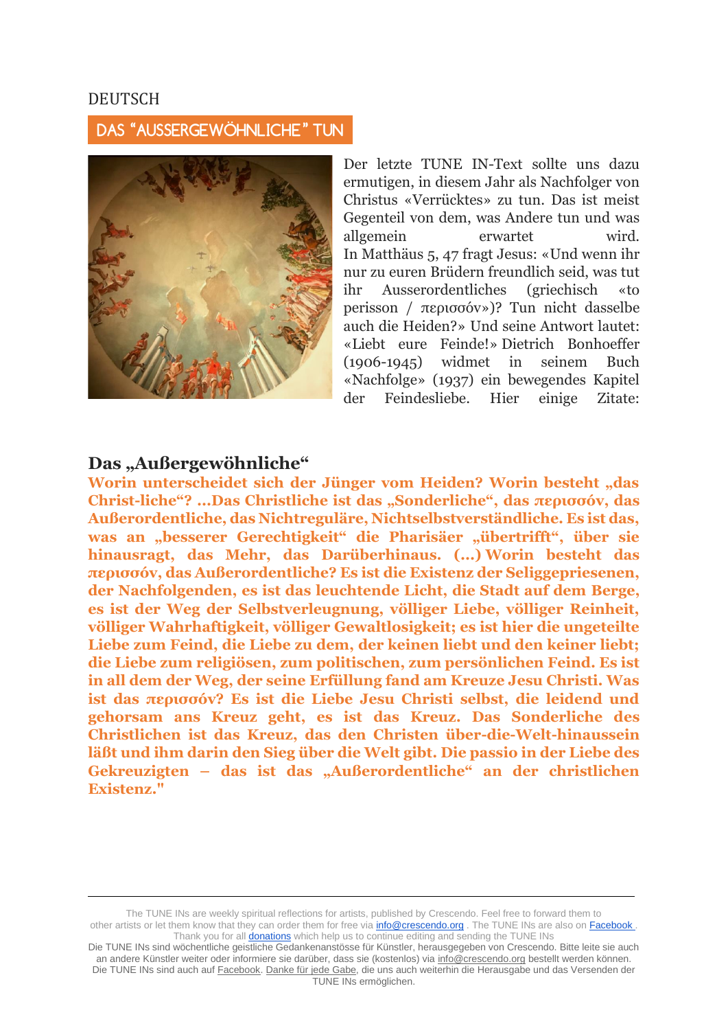DEUTSCH

## DAS "AUSSERGEWÖHNLICHE" TUN

Der letzte TUNE IN-Text sollte uns dazu ermutigen, in diesem Jahr als Nachfolger von Christus «Verrücktes» zu tun. Das ist meist Gegenteil von dem, was Andere tun und was allgemein erwartet wird. In Matthäus 5, 47 fragt Jesus: «Und wenn ihr nur zu euren Brüdern freundlich seid, was tut ihr Ausserordentliches (griechisch «to perisson / περισσόν»)? Tun nicht dasselbe auch die Heiden?» Und seine Antwort lautet: «Liebt eure Feinde!» Dietrich Bonhoeffer (1906-1945) widmet in seinem Buch «Nachfolge» (1937) ein bewegendes Kapitel der Feindesliebe. Hier einige Zitate:

### Das „Außergewöhnliche"

**Worin unterscheidet sich der Jünger vom Heiden? Worin besteht „das Christ-liche"? ...Das Christliche ist das „Sonderliche", das περισσόν, das Außerordentliche, das Nichtreguläre, Nichtselbstverständliche. Es ist das, was an „besserer Gerechtigkeit" die Pharisäer „übertrifft", über sie hinausragt, das Mehr, das Darüberhinaus. (...) Worin besteht das περισσόν, das Außerordentliche? Es ist die Existenz der Seliggepriesenen, der Nachfolgenden, es ist das leuchtende Licht, die Stadt auf dem Berge, es ist der Weg der Selbstverleugnung, völliger Liebe, völliger Reinheit, völliger Wahrhaftigkeit, völliger Gewaltlosigkeit; es ist hier die ungeteilte Liebe zum Feind, die Liebe zu dem, der keinen liebt und den keiner liebt; die Liebe zum religiösen, zum politischen, zum persönlichen Feind. Es ist in all dem der Weg, der seine Erfüllung fand am Kreuze Jesu Christi. Was ist das περισσόν? Es ist die Liebe Jesu Christi selbst, die leidend und gehorsam ans Kreuz geht, es ist das Kreuz. Das Sonderliche des Christlichen ist das Kreuz, das den Christen über-die-Welt-hinaussein läßt und ihm darin den Sieg über die Welt gibt. Die passio in der Liebe des Gekreuzigten – das ist das „Außerordentliche" an der christlichen Existenz."**

---

The TUNE INs are weekly spiritual reflections for artists, published by Crescendo. Feel free to forward them to other artists or let them know that they can order them for free via info@crescendo.org . The TUNE INs are also on Facebook . Thank you for all donations which help us to continue editing and sending the TUNE INs

Die TUNE INs sind wöchentliche geistliche Gedankenanstösse für Künstler, herausgegeben von Crescendo. Bitte leite sie auch an andere Künstler weiter oder informiere sie darüber, dass sie (kostenlos) via info@crescendo.org bestellt werden können. Die TUNE INs sind auch auf Facebook. Danke für jede Gabe, die uns auch weiterhin die Herausgabe und das Versenden der TUNE INs ermöglichen.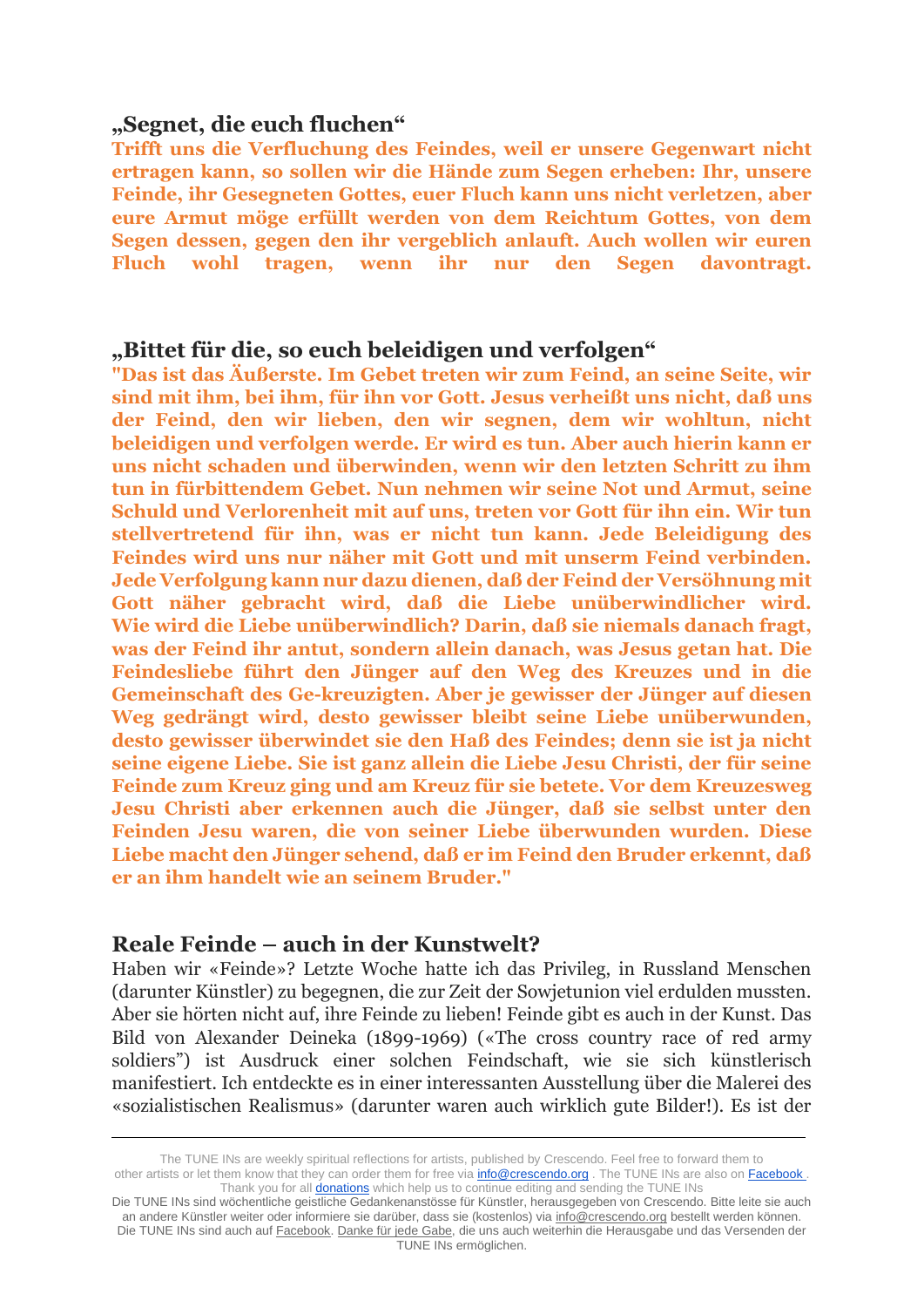## „Segnet, die euch fluchen“

**Trifft uns die Verfluchung des Feindes, weil er unsere Gegenwart nicht ertragen kann, so sollen wir die Hände zum Segen erheben: Ihr, unsere Feinde, ihr Gesegneten Gottes, euer Fluch kann uns nicht verletzen, aber eure Armut möge erfüllt werden von dem Reichtum Gottes, von dem Segen dessen, gegen den ihr vergeblich anlauft. Auch wollen wir euren Fluch wohl tragen, wenn ihr nur den Segen davontragt.**

## „Bittet für die, so euch beleidigen und verfolgen“

**"Das ist das Äußerste. Im Gebet treten wir zum Feind, an seine Seite, wir sind mit ihm, bei ihm, für ihn vor Gott. Jesus verheißt uns nicht, daß uns der Feind, den wir lieben, den wir segnen, dem wir wohltun, nicht beleidigen und verfolgen werde. Er wird es tun. Aber auch hierin kann er uns nicht schaden und überwinden, wenn wir den letzten Schritt zu ihm tun in fürbittendem Gebet. Nun nehmen wir seine Not und Armut, seine Schuld und Verlorenheit mit auf uns, treten vor Gott für ihn ein. Wir tun stellvertretend für ihn, was er nicht tun kann. Jede Beleidigung des Feindes wird uns nur näher mit Gott und mit unserm Feind verbinden. Jede Verfolgung kann nur dazu dienen, daß der Feind der Versöhnung mit Gott näher gebracht wird, daß die Liebe unüberwindlicher wird. Wie wird die Liebe unüberwindlich? Darin, daß sie niemals danach fragt, was der Feind ihr antut, sondern allein danach, was Jesus getan hat. Die Feindesliebe führt den Jünger auf den Weg des Kreuzes und in die Gemeinschaft des Ge-kreuzigten. Aber je gewisser der Jünger auf diesen Weg gedrängt wird, desto gewisser bleibt seine Liebe unüberwunden, desto gewisser überwindet sie den Haß des Feindes; denn sie ist ja nicht seine eigene Liebe. Sie ist ganz allein die Liebe Jesu Christi, der für seine Feinde zum Kreuz ging und am Kreuz für sie betete. Vor dem Kreuzesweg Jesu Christi aber erkennen auch die Jünger, daß sie selbst unter den Feinden Jesu waren, die von seiner Liebe überwunden wurden. Diese Liebe macht den Jünger sehend, daß er im Feind den Bruder erkennt, daß er an ihm handelt wie an seinem Bruder."**

## Reale Feinde – auch in der Kunstwelt?

Haben wir «Feinde»? Letzte Woche hatte ich das Privileg, in Russland Menschen (darunter Künstler) zu begegnen, die zur Zeit der Sowjetunion viel erdulden mussten. Aber sie hörten nicht auf, ihre Feinde zu lieben! Feinde gibt es auch in der Kunst. Das Bild von Alexander Deineka (1899-1969) («The cross country race of red army soldiers”) ist Ausdruck einer solchen Feindschaft, wie sie sich künstlerisch manifestiert. Ich entdeckte es in einer interessanten Ausstellung über die Malerei des «sozialistischen Realismus» (darunter waren auch wirklich gute Bilder!). Es ist der

---

The TUNE INs are weekly spiritual reflections for artists, published by Crescendo. Feel free to forward them to other artists or let them know that they can order them for free via info@crescendo.org . The TUNE INs are also on Facebook . Thank you for all donations which help us to continue editing and sending the TUNE INs

Die TUNE INs sind wöchentliche geistliche Gedankenanstösse für Künstler, herausgegeben von Crescendo. Bitte leite sie auch an andere Künstler weiter oder informiere sie darüber, dass sie (kostenlos) via info@crescendo.org bestellt werden können. Die TUNE INs sind auch auf Facebook. Danke für jede Gabe, die uns auch weiterhin die Herausgabe und das Versenden der TUNE INs ermöglichen.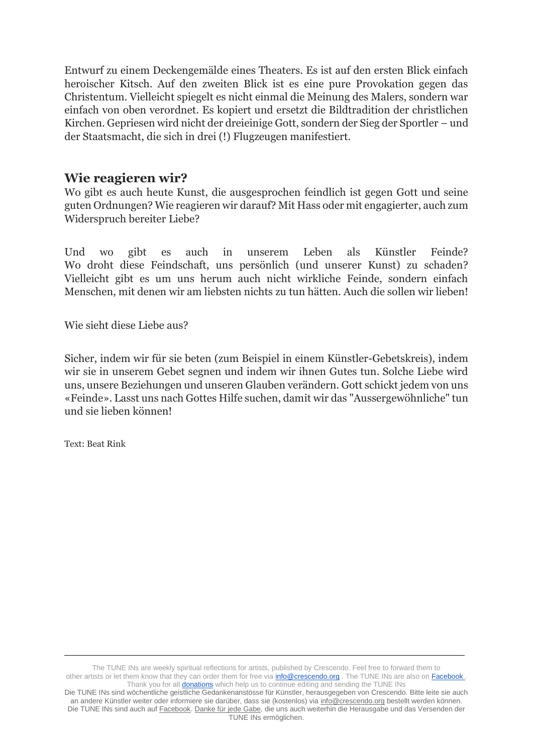Entwurf zu einem Deckengemälde eines Theaters. Es ist auf den ersten Blick einfach heroischer Kitsch. Auf den zweiten Blick ist es eine pure Provokation gegen das Christentum. Vielleicht spiegelt es nicht einmal die Meinung des Malers, sondern war einfach von oben verordnet. Es kopiert und ersetzt die Bildtradition der christlichen Kirchen. Gepriesen wird nicht der dreieinige Gott, sondern der Sieg der Sportler – und der Staatsmacht, die sich in drei (!) Flugzeugen manifestiert.

## Wie reagieren wir?

Wo gibt es auch heute Kunst, die ausgesprochen feindlich ist gegen Gott und seine guten Ordnungen? Wie reagieren wir darauf? Mit Hass oder mit engagierter, auch zum Widerspruch bereiter Liebe?

Und wo gibt es auch in unserem Leben als Künstler Feinde? Wo droht diese Feindschaft, uns persönlich (und unserer Kunst) zu schaden? Vielleicht gibt es um uns herum auch nicht wirkliche Feinde, sondern einfach Menschen, mit denen wir am liebsten nichts zu tun hätten. Auch die sollen wir lieben!

Wie sieht diese Liebe aus?

Sicher, indem wir für sie beten (zum Beispiel in einem Künstler-Gebetskreis), indem wir sie in unserem Gebet segnen und indem wir ihnen Gutes tun. Solche Liebe wird uns, unsere Beziehungen und unseren Glauben verändern. Gott schickt jedem von uns «Feinde». Lasst uns nach Gottes Hilfe suchen, damit wir das "Aussergewöhnliche" tun und sie lieben können!

Text: Beat Rink

---

The TUNE INs are weekly spiritual reflections for artists, published by Crescendo. Feel free to forward them to other artists or let them know that they can order them for free via info@crescendo.org . The TUNE INs are also on Facebook . Thank you for all donations which help us to continue editing and sending the TUNE INs

Die TUNE INs sind wöchentliche geistliche Gedankenanstösse für Künstler, herausgegeben von Crescendo. Bitte leite sie auch an andere Künstler weiter oder informiere sie darüber, dass sie (kostenlos) via info@crescendo.org bestellt werden können. Die TUNE INs sind auch auf Facebook. Danke für jede Gabe, die uns auch weiterhin die Herausgabe und das Versenden der TUNE INs ermöglichen.